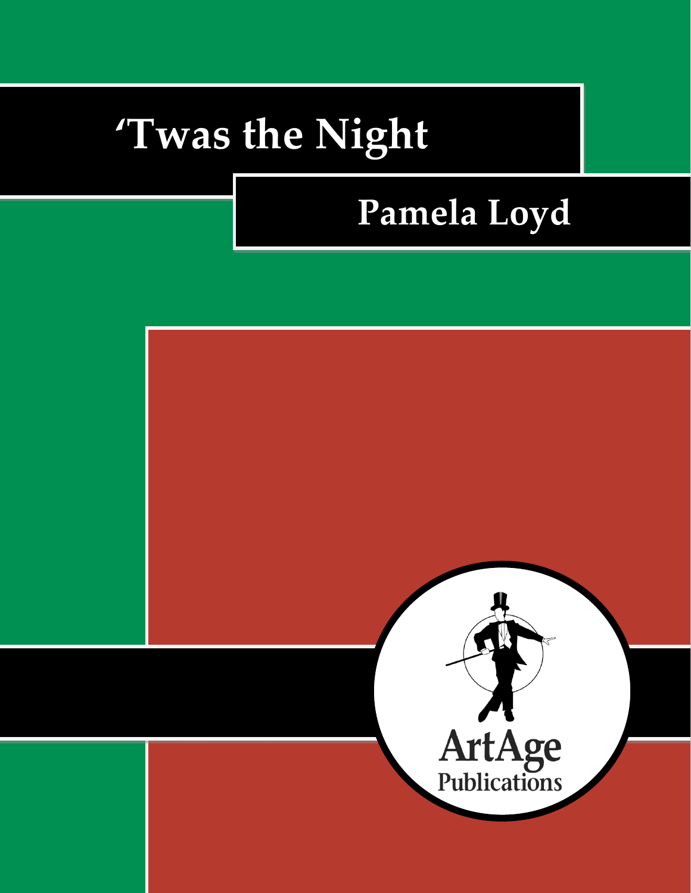# 'Twas the Night

## Pamela Loyd

ArtAge Publications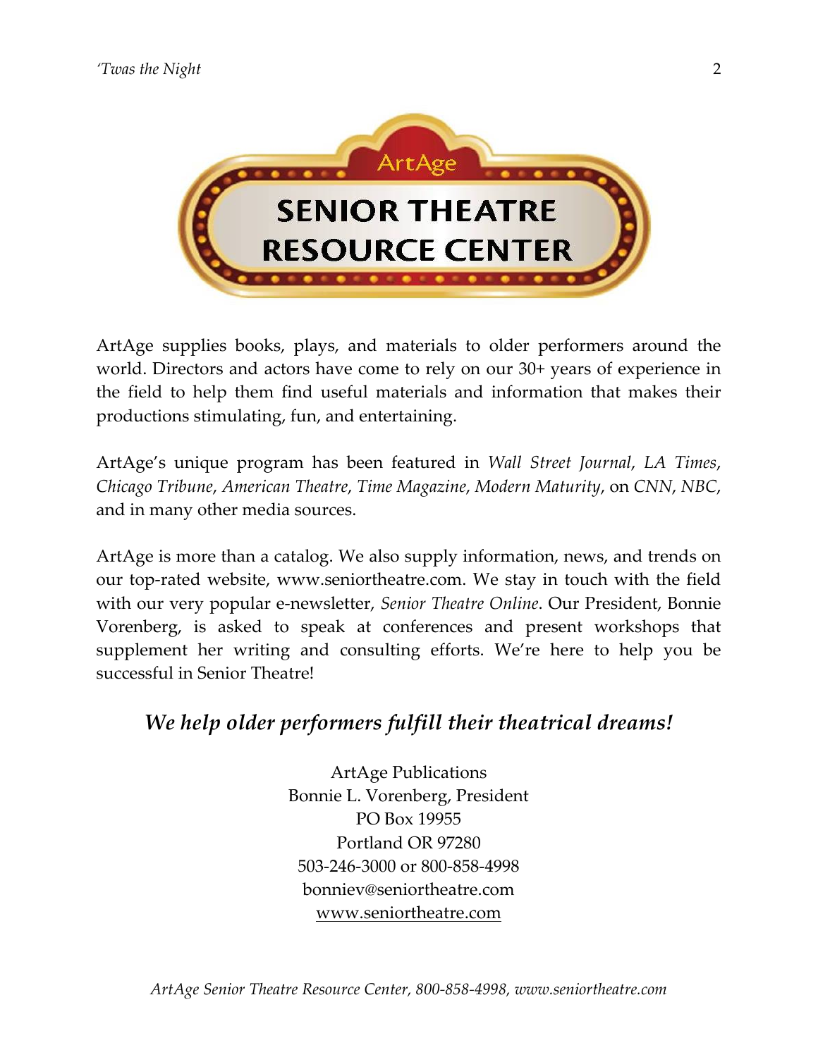ArtAge

# SENIOR THEATRE RESOURCE CENTER

ArtAge supplies books, plays, and materials to older performers around the world. Directors and actors have come to rely on our 30+ years of experience in the field to help them find useful materials and information that makes their productions stimulating, fun, and entertaining.

ArtAge's unique program has been featured in *Wall Street Journal*, *LA Times*, *Chicago Tribune*, *American Theatre*, *Time Magazine*, *Modern Maturity*, on *CNN*, *NBC*, and in many other media sources.

ArtAge is more than a catalog. We also supply information, news, and trends on our top-rated website, www.seniortheatre.com. We stay in touch with the field with our very popular e-newsletter, *Senior Theatre Online*. Our President, Bonnie Vorenberg, is asked to speak at conferences and present workshops that supplement her writing and consulting efforts. We're here to help you be successful in Senior Theatre!

## *We help older performers fulfill their theatrical dreams!*

ArtAge Publications
Bonnie L. Vorenberg, President
PO Box 19955
Portland OR 97280
503-246-3000 or 800-858-4998
bonniev@seniortheatre.com
www.seniortheatre.com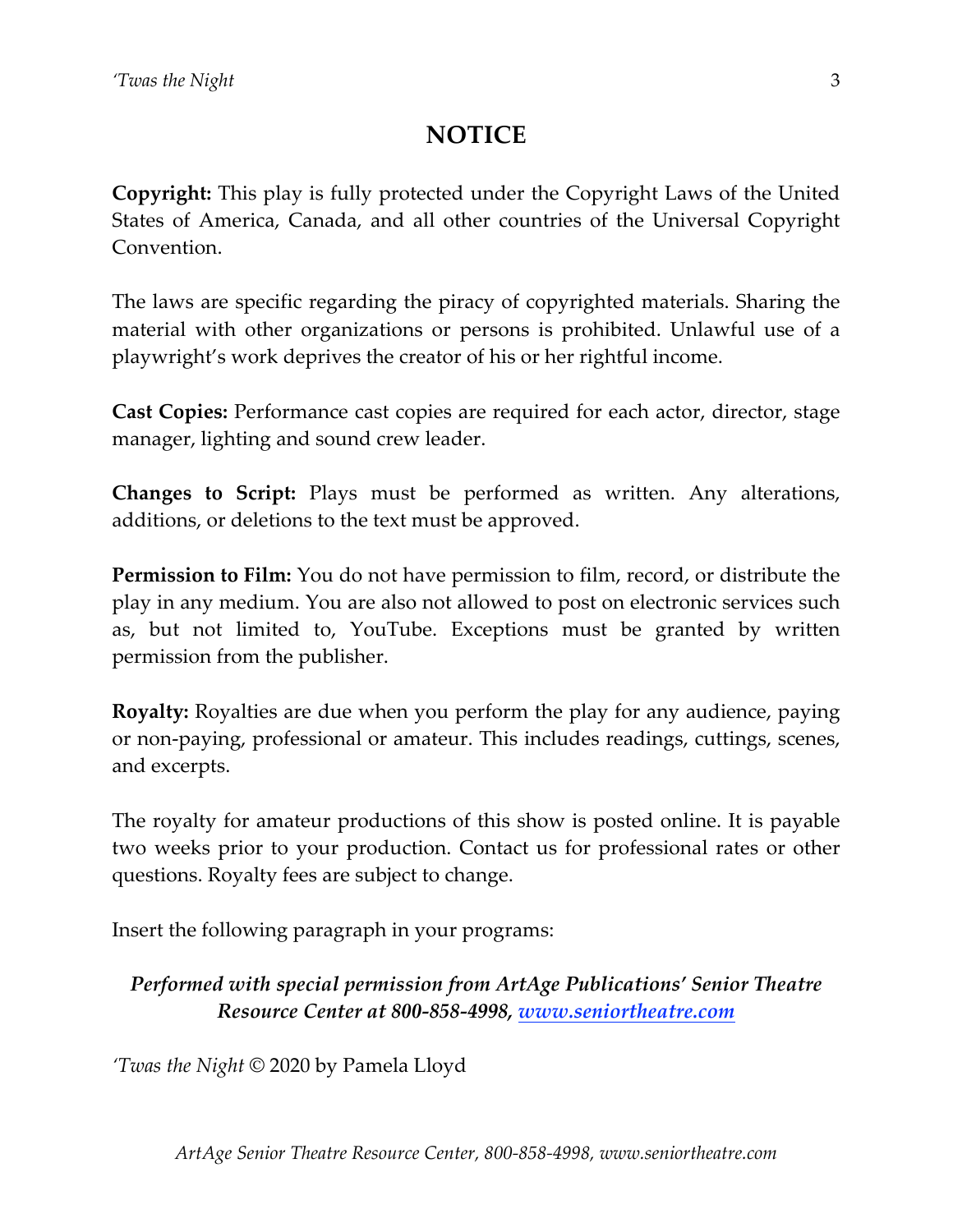# NOTICE

**Copyright:** This play is fully protected under the Copyright Laws of the United States of America, Canada, and all other countries of the Universal Copyright Convention.

The laws are specific regarding the piracy of copyrighted materials. Sharing the material with other organizations or persons is prohibited. Unlawful use of a playwright's work deprives the creator of his or her rightful income.

**Cast Copies:** Performance cast copies are required for each actor, director, stage manager, lighting and sound crew leader.

**Changes to Script:** Plays must be performed as written. Any alterations, additions, or deletions to the text must be approved.

**Permission to Film:** You do not have permission to film, record, or distribute the play in any medium. You are also not allowed to post on electronic services such as, but not limited to, YouTube. Exceptions must be granted by written permission from the publisher.

**Royalty:** Royalties are due when you perform the play for any audience, paying or non-paying, professional or amateur. This includes readings, cuttings, scenes, and excerpts.

The royalty for amateur productions of this show is posted online. It is payable two weeks prior to your production. Contact us for professional rates or other questions. Royalty fees are subject to change.

Insert the following paragraph in your programs:

***Performed with special permission from ArtAge Publications' Senior Theatre Resource Center at 800-858-4998, www.seniortheatre.com***

*'Twas the Night* © 2020 by Pamela Lloyd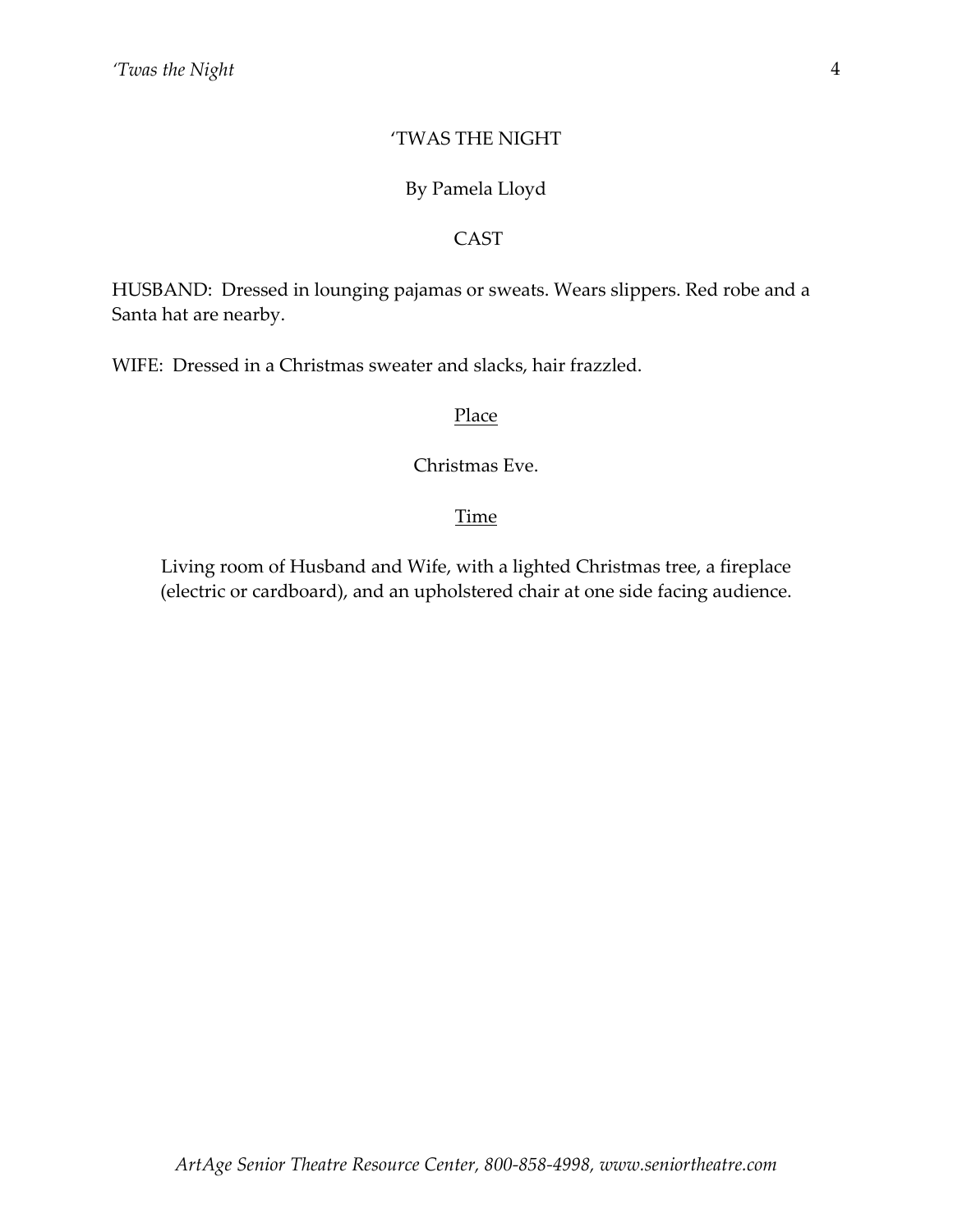# 'TWAS THE NIGHT

By Pamela Lloyd

## CAST

HUSBAND: Dressed in lounging pajamas or sweats. Wears slippers. Red robe and a Santa hat are nearby.

WIFE: Dressed in a Christmas sweater and slacks, hair frazzled.

### Place

Christmas Eve.

### Time

Living room of Husband and Wife, with a lighted Christmas tree, a fireplace (electric or cardboard), and an upholstered chair at one side facing audience.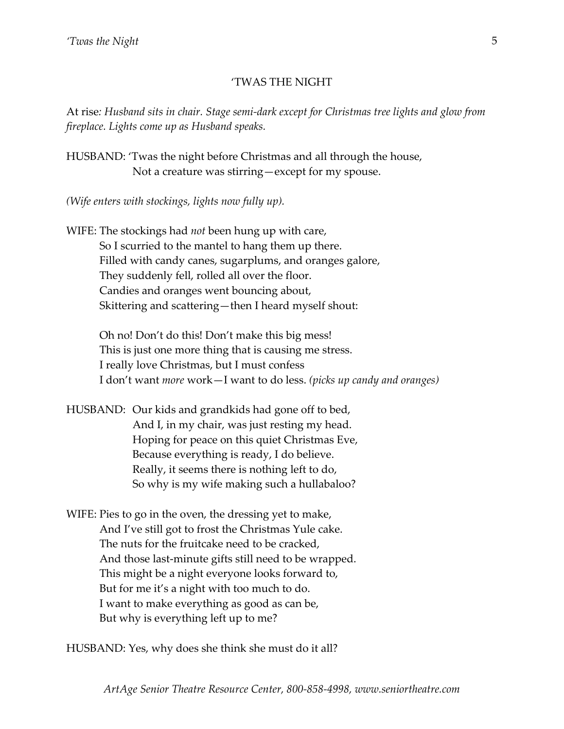## 'TWAS THE NIGHT

At rise*: Husband sits in chair. Stage semi-dark except for Christmas tree lights and glow from fireplace. Lights come up as Husband speaks.*

HUSBAND: 'Twas the night before Christmas and all through the house,  
Not a creature was stirring—except for my spouse.

*(Wife enters with stockings, lights now fully up).*

WIFE: The stockings had *not* been hung up with care,  
So I scurried to the mantel to hang them up there.  
Filled with candy canes, sugarplums, and oranges galore,  
They suddenly fell, rolled all over the floor.  
Candies and oranges went bouncing about,  
Skittering and scattering—then I heard myself shout:

Oh no! Don't do this! Don't make this big mess!  
This is just one more thing that is causing me stress.  
I really love Christmas, but I must confess  
I don't want *more* work—I want to do less. *(picks up candy and oranges)*

HUSBAND: Our kids and grandkids had gone off to bed,  
And I, in my chair, was just resting my head.  
Hoping for peace on this quiet Christmas Eve,  
Because everything is ready, I do believe.  
Really, it seems there is nothing left to do,  
So why is my wife making such a hullabaloo?

WIFE: Pies to go in the oven, the dressing yet to make,  
And I've still got to frost the Christmas Yule cake.  
The nuts for the fruitcake need to be cracked,  
And those last-minute gifts still need to be wrapped.  
This might be a night everyone looks forward to,  
But for me it's a night with too much to do.  
I want to make everything as good as can be,  
But why is everything left up to me?

HUSBAND: Yes, why does she think she must do it all?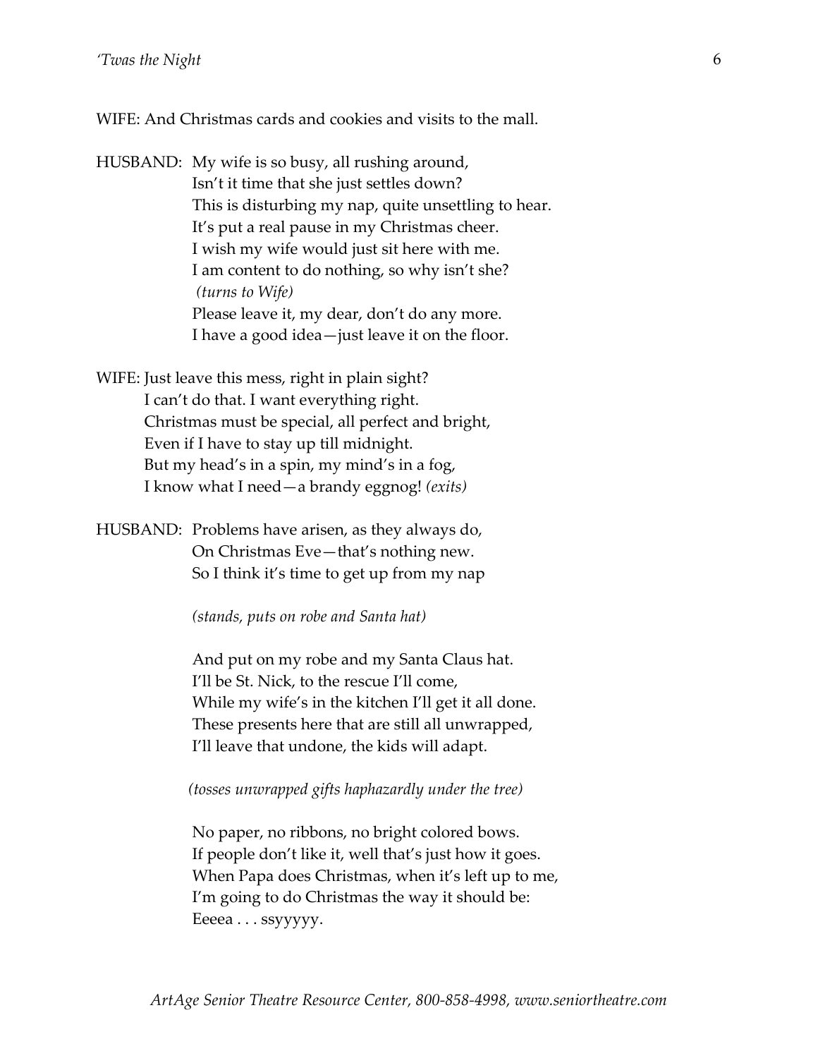WIFE: And Christmas cards and cookies and visits to the mall.

HUSBAND: My wife is so busy, all rushing around,  
Isn't it time that she just settles down?  
This is disturbing my nap, quite unsettling to hear.  
It's put a real pause in my Christmas cheer.  
I wish my wife would just sit here with me.  
I am content to do nothing, so why isn't she?  
*(turns to Wife)*  
Please leave it, my dear, don't do any more.  
I have a good idea—just leave it on the floor.

WIFE: Just leave this mess, right in plain sight?  
I can't do that. I want everything right.  
Christmas must be special, all perfect and bright,  
Even if I have to stay up till midnight.  
But my head's in a spin, my mind's in a fog,  
I know what I need—a brandy eggnog! *(exits)*

HUSBAND: Problems have arisen, as they always do,  
On Christmas Eve—that's nothing new.  
So I think it's time to get up from my nap

*(stands, puts on robe and Santa hat)*

And put on my robe and my Santa Claus hat.  
I'll be St. Nick, to the rescue I'll come,  
While my wife's in the kitchen I'll get it all done.  
These presents here that are still all unwrapped,  
I'll leave that undone, the kids will adapt.

*(tosses unwrapped gifts haphazardly under the tree)*

No paper, no ribbons, no bright colored bows.  
If people don't like it, well that's just how it goes.  
When Papa does Christmas, when it's left up to me,  
I'm going to do Christmas the way it should be:  
Eeeea . . . ssyyyyy.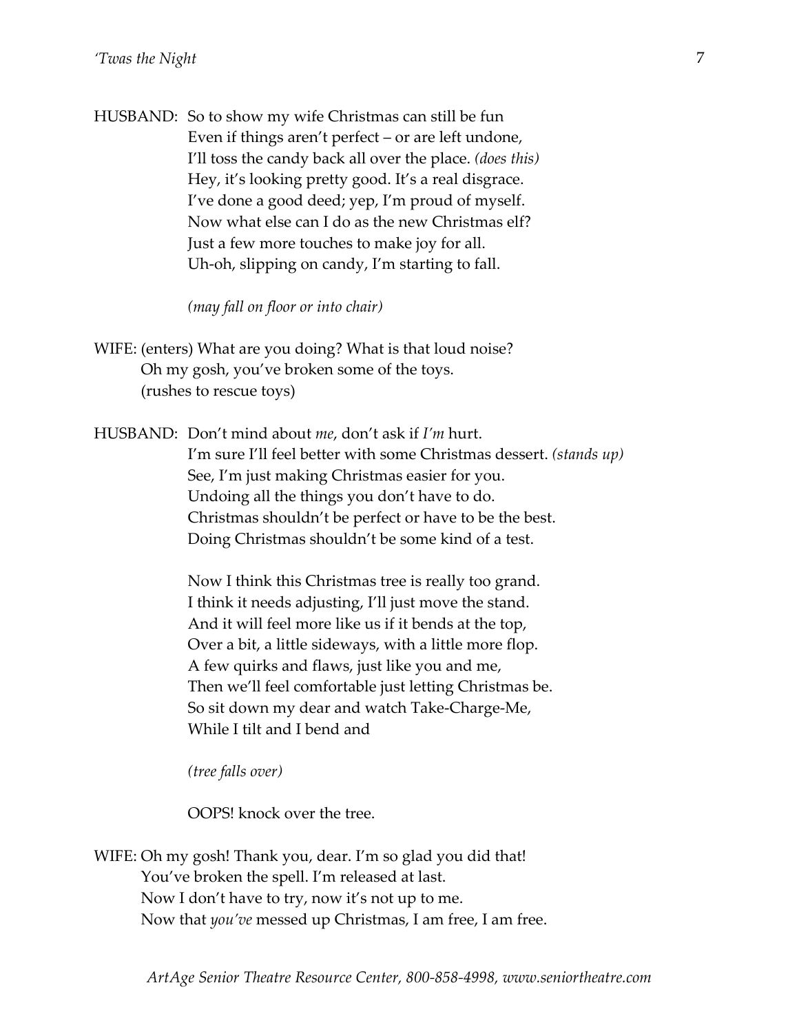HUSBAND: So to show my wife Christmas can still be fun
Even if things aren't perfect – or are left undone,
I'll toss the candy back all over the place. *(does this)*
Hey, it's looking pretty good. It's a real disgrace.
I've done a good deed; yep, I'm proud of myself.
Now what else can I do as the new Christmas elf?
Just a few more touches to make joy for all.
Uh-oh, slipping on candy, I'm starting to fall.

*(may fall on floor or into chair)*

WIFE: (enters) What are you doing? What is that loud noise?
Oh my gosh, you've broken some of the toys.
(rushes to rescue toys)

HUSBAND: Don't mind about *me*, don't ask if *I'm* hurt.
I'm sure I'll feel better with some Christmas dessert. *(stands up)*
See, I'm just making Christmas easier for you.
Undoing all the things you don't have to do.
Christmas shouldn't be perfect or have to be the best.
Doing Christmas shouldn't be some kind of a test.

Now I think this Christmas tree is really too grand.
I think it needs adjusting, I'll just move the stand.
And it will feel more like us if it bends at the top,
Over a bit, a little sideways, with a little more flop.
A few quirks and flaws, just like you and me,
Then we'll feel comfortable just letting Christmas be.
So sit down my dear and watch Take-Charge-Me,
While I tilt and I bend and

*(tree falls over)*

OOPS! knock over the tree.

WIFE: Oh my gosh! Thank you, dear. I'm so glad you did that!
You've broken the spell. I'm released at last.
Now I don't have to try, now it's not up to me.
Now that *you've* messed up Christmas, I am free, I am free.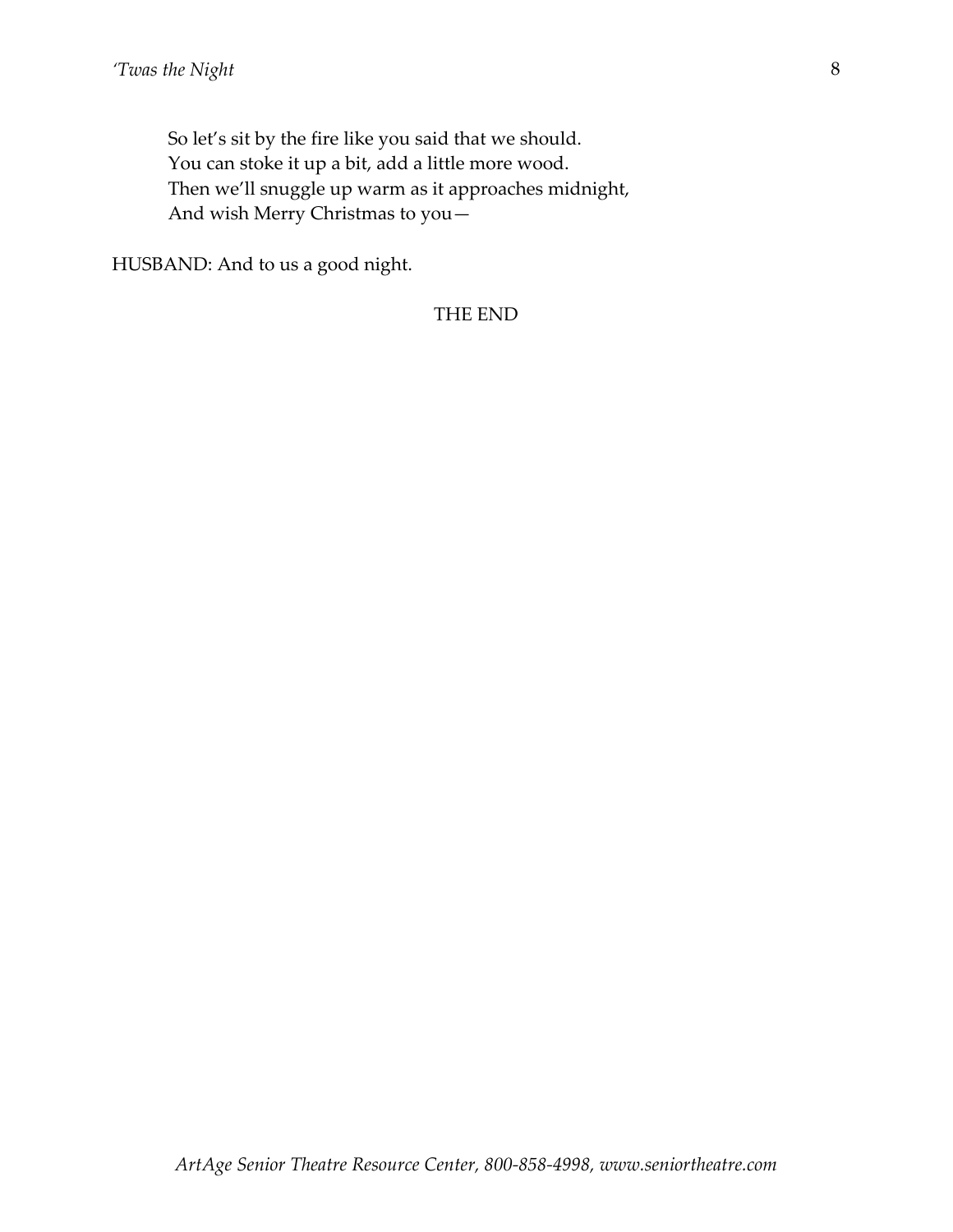So let's sit by the fire like you said that we should.
You can stoke it up a bit, add a little more wood.
Then we'll snuggle up warm as it approaches midnight,
And wish Merry Christmas to you—

HUSBAND: And to us a good night.

THE END